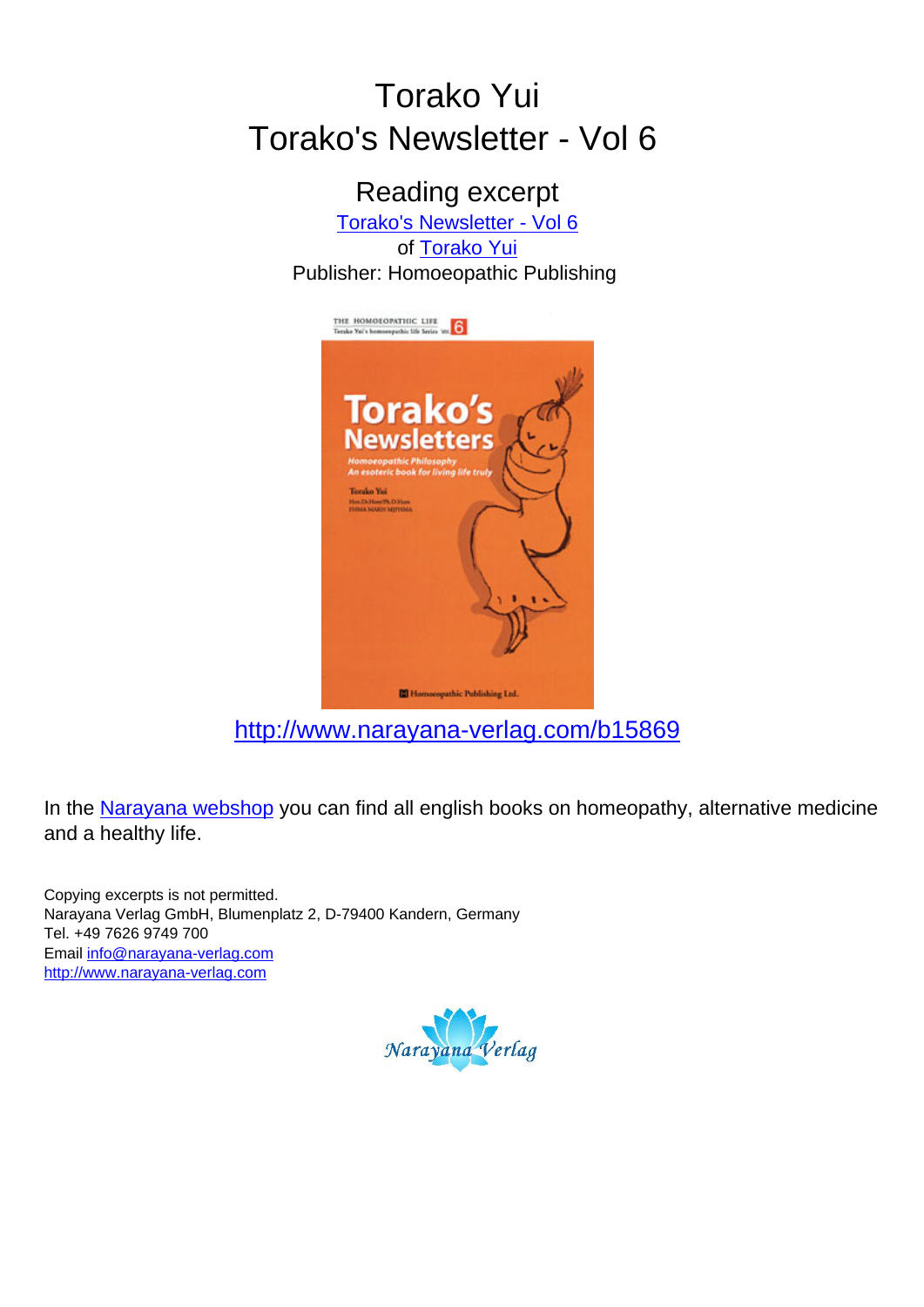# Torako Yui
# Torako's Newsletter - Vol 6

## Reading excerpt

Torako's Newsletter - Vol 6
of Torako Yui
Publisher: Homoeopathic Publishing

http://www.narayana-verlag.com/b15869

In the Narayana webshop you can find all english books on homeopathy, alternative medicine and a healthy life.

Copying excerpts is not permitted.
Narayana Verlag GmbH, Blumenplatz 2, D-79400 Kandern, Germany
Tel. +49 7626 9749 700
Email info@narayana-verlag.com
http://www.narayana-verlag.com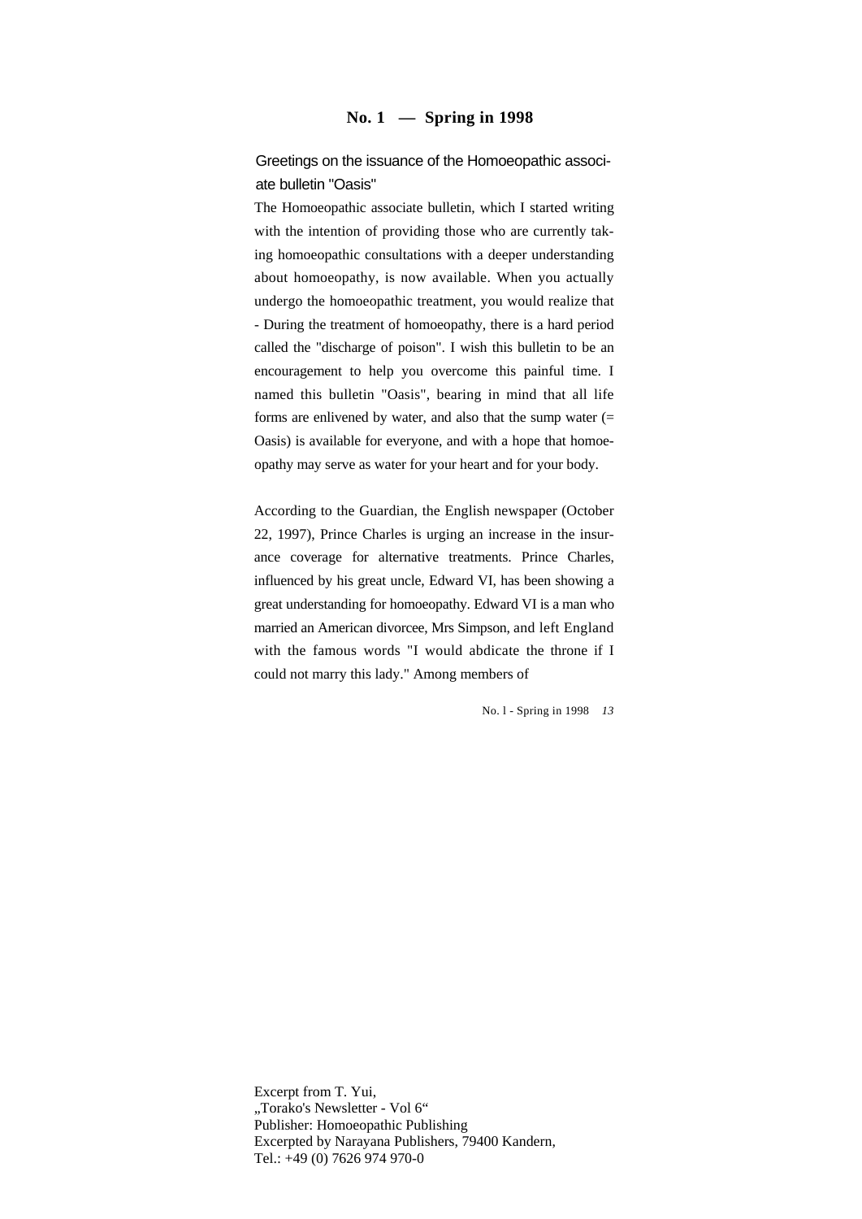## No. 1 — Spring in 1998

### Greetings on the issuance of the Homoeopathic associate bulletin "Oasis"

The Homoeopathic associate bulletin, which I started writing with the intention of providing those who are currently taking homoeopathic consultations with a deeper understanding about homoeopathy, is now available. When you actually undergo the homoeopathic treatment, you would realize that - During the treatment of homoeopathy, there is a hard period called the "discharge of poison". I wish this bulletin to be an encouragement to help you overcome this painful time. I named this bulletin "Oasis", bearing in mind that all life forms are enlivened by water, and also that the sump water (= Oasis) is available for everyone, and with a hope that homoeopathy may serve as water for your heart and for your body.

According to the Guardian, the English newspaper (October 22, 1997), Prince Charles is urging an increase in the insurance coverage for alternative treatments. Prince Charles, influenced by his great uncle, Edward VI, has been showing a great understanding for homoeopathy. Edward VI is a man who married an American divorcee, Mrs Simpson, and left England with the famous words "I would abdicate the throne if I could not marry this lady." Among members of

Excerpt from T. Yui,
„Torako's Newsletter - Vol 6“
Publisher: Homoeopathic Publishing
Excerpted by Narayana Publishers, 79400 Kandern,
Tel.: +49 (0) 7626 974 970-0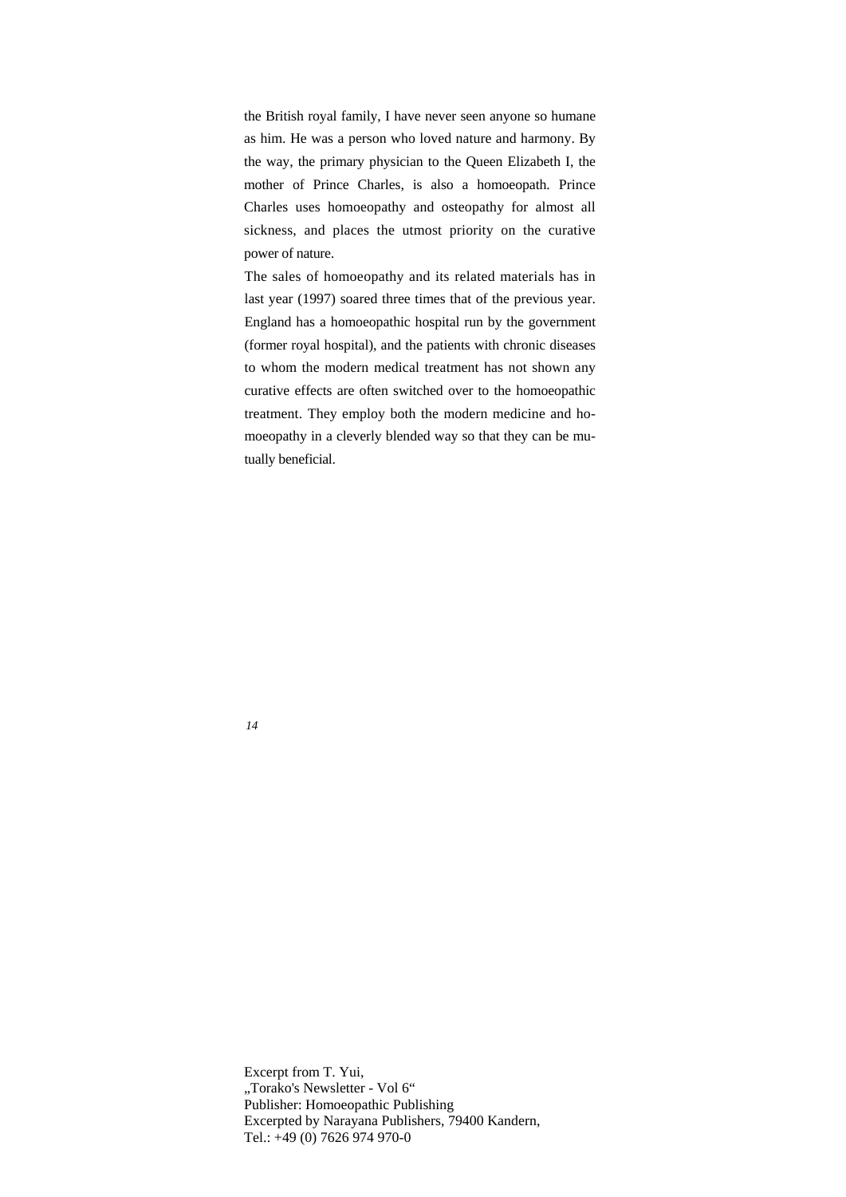the British royal family, I have never seen anyone so humane as him. He was a person who loved nature and harmony. By the way, the primary physician to the Queen Elizabeth I, the mother of Prince Charles, is also a homoeopath. Prince Charles uses homoeopathy and osteopathy for almost all sickness, and places the utmost priority on the curative power of nature.

The sales of homoeopathy and its related materials has in last year (1997) soared three times that of the previous year. England has a homoeopathic hospital run by the government (former royal hospital), and the patients with chronic diseases to whom the modern medical treatment has not shown any curative effects are often switched over to the homoeopathic treatment. They employ both the modern medicine and homoeopathy in a cleverly blended way so that they can be mutually beneficial.

Excerpt from T. Yui,
„Torako's Newsletter - Vol 6“
Publisher: Homoeopathic Publishing
Excerpted by Narayana Publishers, 79400 Kandern,
Tel.: +49 (0) 7626 974 970-0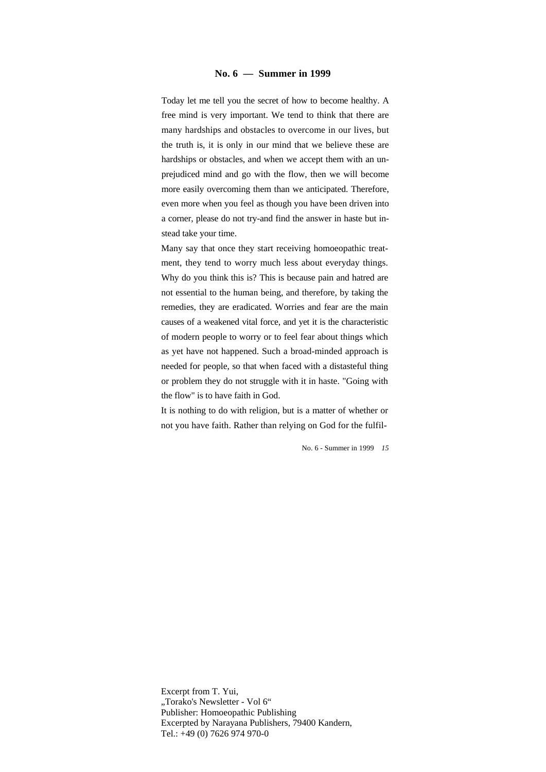## No. 6 — Summer in 1999

Today let me tell you the secret of how to become healthy. A free mind is very important. We tend to think that there are many hardships and obstacles to overcome in our lives, but the truth is, it is only in our mind that we believe these are hardships or obstacles, and when we accept them with an unprejudiced mind and go with the flow, then we will become more easily overcoming them than we anticipated. Therefore, even more when you feel as though you have been driven into a corner, please do not try-and find the answer in haste but instead take your time.

Many say that once they start receiving homoeopathic treatment, they tend to worry much less about everyday things. Why do you think this is? This is because pain and hatred are not essential to the human being, and therefore, by taking the remedies, they are eradicated. Worries and fear are the main causes of a weakened vital force, and yet it is the characteristic of modern people to worry or to feel fear about things which as yet have not happened. Such a broad-minded approach is needed for people, so that when faced with a distasteful thing or problem they do not struggle with it in haste. "Going with the flow" is to have faith in God.

It is nothing to do with religion, but is a matter of whether or not you have faith. Rather than relying on God for the fulfil-

Excerpt from T. Yui,
„Torako's Newsletter - Vol 6"
Publisher: Homoeopathic Publishing
Excerpted by Narayana Publishers, 79400 Kandern,
Tel.: +49 (0) 7626 974 970-0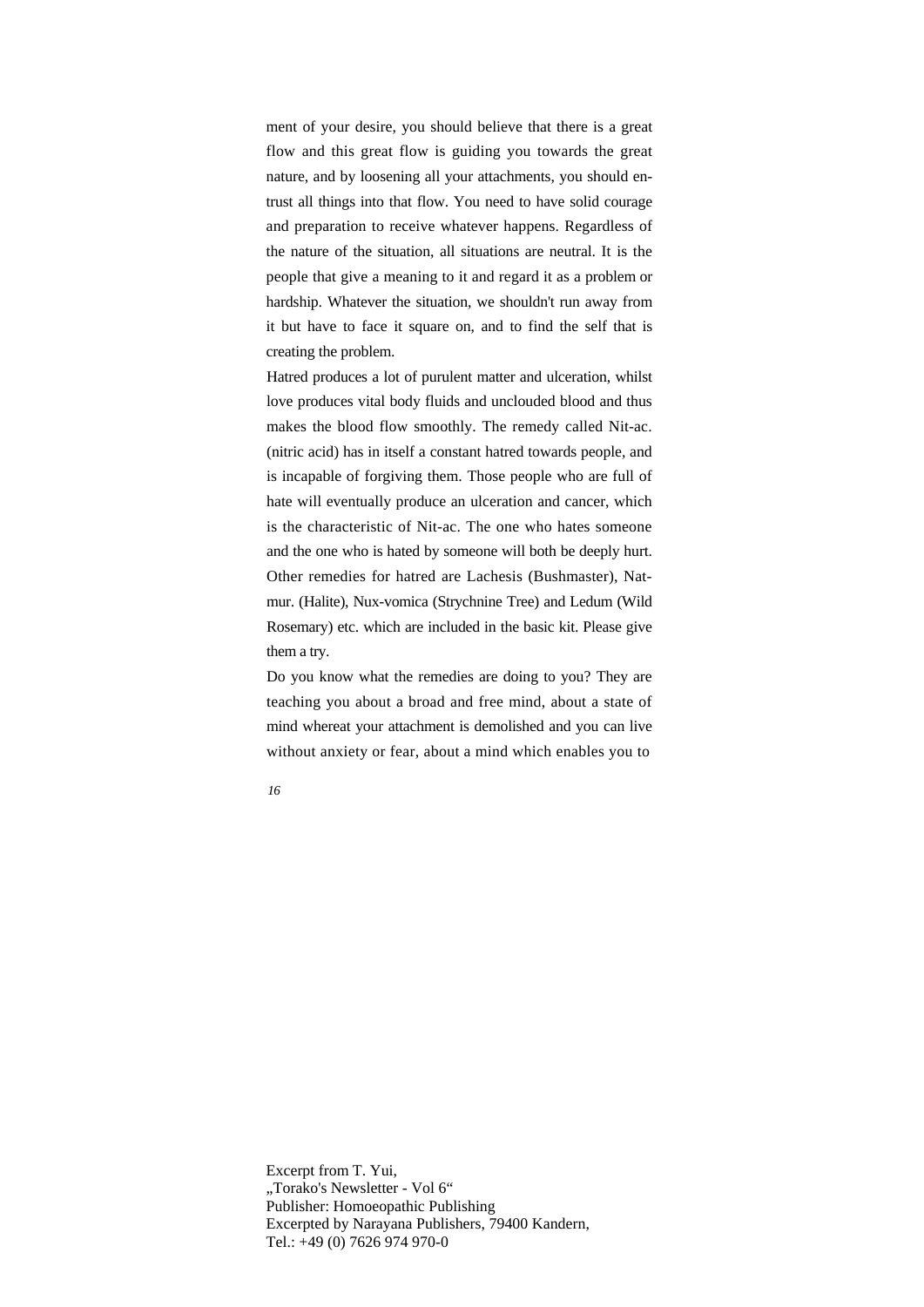ment of your desire, you should believe that there is a great flow and this great flow is guiding you towards the great nature, and by loosening all your attachments, you should entrust all things into that flow. You need to have solid courage and preparation to receive whatever happens. Regardless of the nature of the situation, all situations are neutral. It is the people that give a meaning to it and regard it as a problem or hardship. Whatever the situation, we shouldn't run away from it but have to face it square on, and to find the self that is creating the problem.

Hatred produces a lot of purulent matter and ulceration, whilst love produces vital body fluids and unclouded blood and thus makes the blood flow smoothly. The remedy called Nit-ac. (nitric acid) has in itself a constant hatred towards people, and is incapable of forgiving them. Those people who are full of hate will eventually produce an ulceration and cancer, which is the characteristic of Nit-ac. The one who hates someone and the one who is hated by someone will both be deeply hurt. Other remedies for hatred are Lachesis (Bushmaster), Nat-mur. (Halite), Nux-vomica (Strychnine Tree) and Ledum (Wild Rosemary) etc. which are included in the basic kit. Please give them a try.

Do you know what the remedies are doing to you? They are teaching you about a broad and free mind, about a state of mind whereat your attachment is demolished and you can live without anxiety or fear, about a mind which enables you to

Excerpt from T. Yui,
„Torako's Newsletter - Vol 6"
Publisher: Homoeopathic Publishing
Excerpted by Narayana Publishers, 79400 Kandern,
Tel.: +49 (0) 7626 974 970-0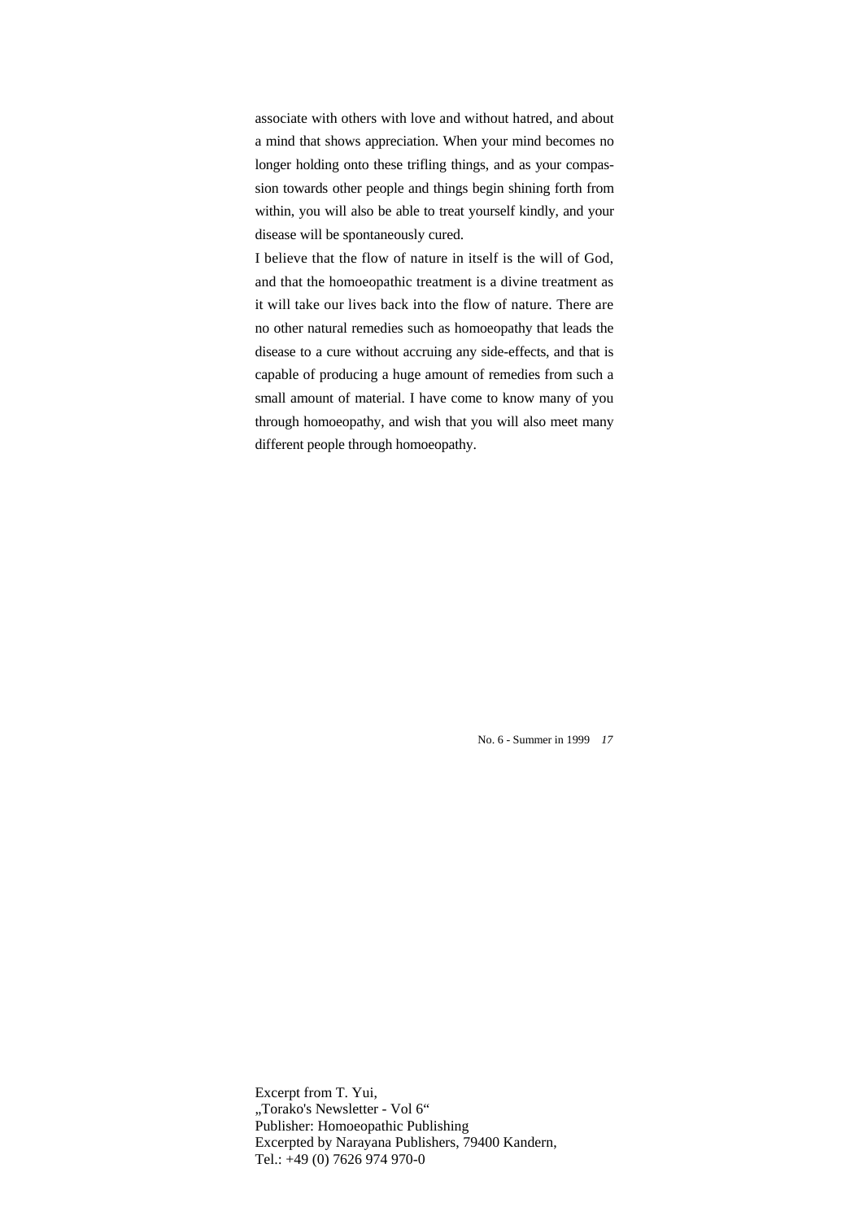associate with others with love and without hatred, and about a mind that shows appreciation. When your mind becomes no longer holding onto these trifling things, and as your compassion towards other people and things begin shining forth from within, you will also be able to treat yourself kindly, and your disease will be spontaneously cured.

I believe that the flow of nature in itself is the will of God, and that the homoeopathic treatment is a divine treatment as it will take our lives back into the flow of nature. There are no other natural remedies such as homoeopathy that leads the disease to a cure without accruing any side-effects, and that is capable of producing a huge amount of remedies from such a small amount of material. I have come to know many of you through homoeopathy, and wish that you will also meet many different people through homoeopathy.

Excerpt from T. Yui,
„Torako's Newsletter - Vol 6“
Publisher: Homoeopathic Publishing
Excerpted by Narayana Publishers, 79400 Kandern,
Tel.: +49 (0) 7626 974 970-0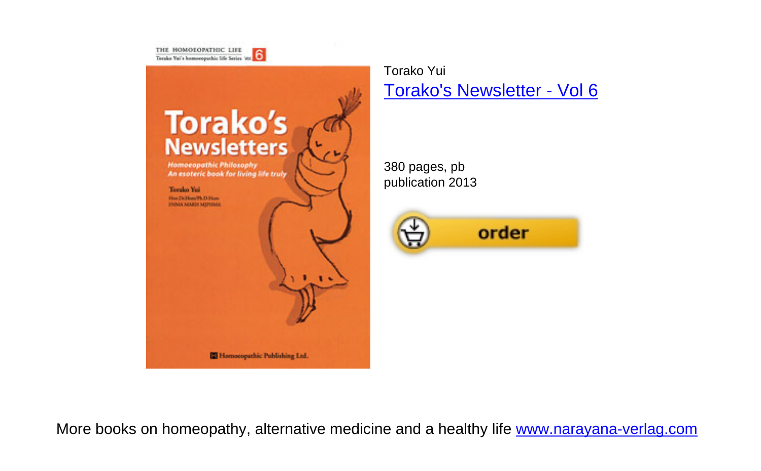Torako Yui

[Torako's Newsletter - Vol 6](https://www.narayana-verlag.com)

380 pages, pb
publication 2013

order

More books on homeopathy, alternative medicine and a healthy life [www.narayana-verlag.com](https://www.narayana-verlag.com)